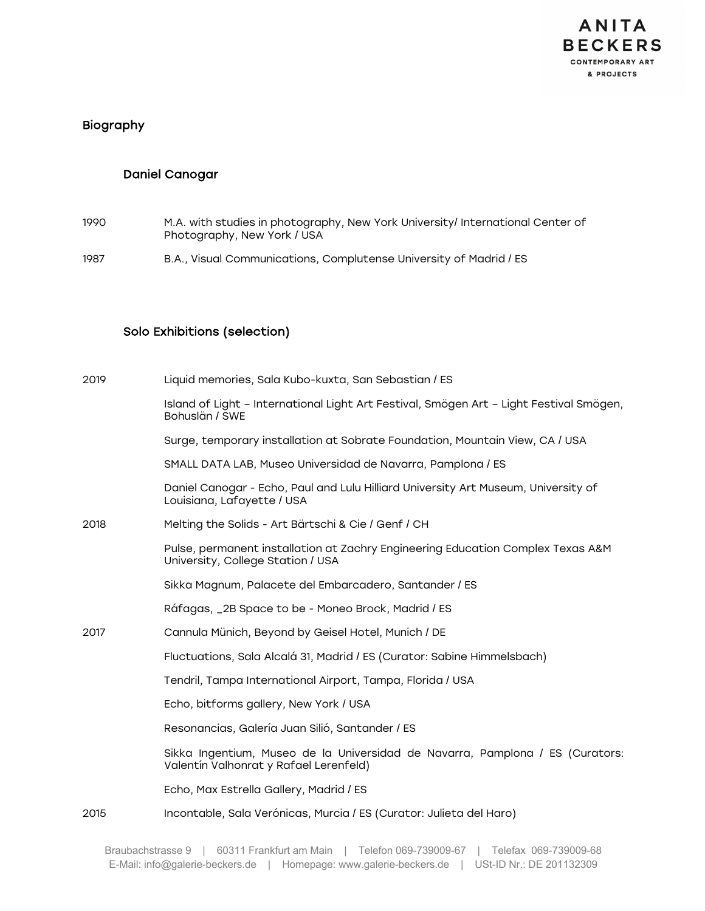# Biography

## Daniel Canogar

| | |
|---|---|
| 1990 | M.A. with studies in photography, New York University/ International Center of Photography, New York / USA |
| 1987 | B.A., Visual Communications, Complutense University of Madrid / ES |

## Solo Exhibitions (selection)

| | |
|---|---|
| 2019 | Liquid memories, Sala Kubo-kuxta, San Sebastian / ES |
| | Island of Light – International Light Art Festival, Smögen Art – Light Festival Smögen, Bohuslän / SWE |
| | Surge, temporary installation at Sobrate Foundation, Mountain View, CA / USA |
| | SMALL DATA LAB, Museo Universidad de Navarra, Pamplona / ES |
| | Daniel Canogar - Echo, Paul and Lulu Hilliard University Art Museum, University of Louisiana, Lafayette / USA |
| 2018 | Melting the Solids - Art Bärtschi & Cie / Genf / CH |
| | Pulse, permanent installation at Zachry Engineering Education Complex Texas A&M University, College Station / USA |
| | Sikka Magnum, Palacete del Embarcadero, Santander / ES |
| | Ráfagas, _2B Space to be - Moneo Brock, Madrid / ES |
| 2017 | Cannula Münich, Beyond by Geisel Hotel, Munich / DE |
| | Fluctuations, Sala Alcalá 31, Madrid / ES (Curator: Sabine Himmelsbach) |
| | Tendril, Tampa International Airport, Tampa, Florida / USA |
| | Echo, bitforms gallery, New York / USA |
| | Resonancias, Galería Juan Silió, Santander / ES |
| | Sikka Ingentium, Museo de la Universidad de Navarra, Pamplona / ES (Curators: Valentín Valhonrat y Rafael Lerenfeld) |
| | Echo, Max Estrella Gallery, Madrid / ES |
| 2015 | Incontable, Sala Verónicas, Murcia / ES (Curator: Julieta del Haro) |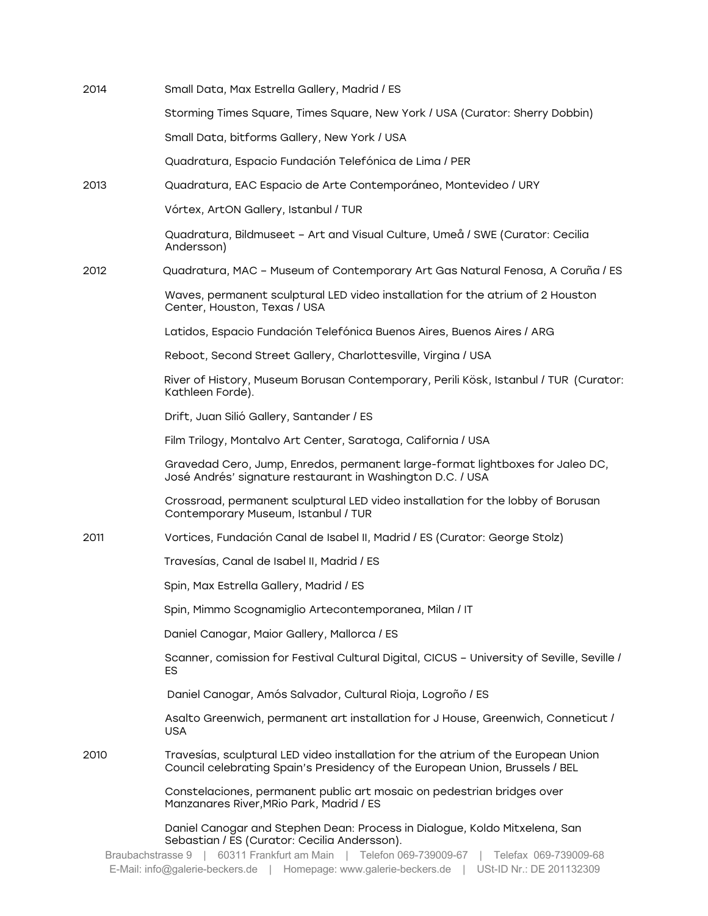2014 Small Data, Max Estrella Gallery, Madrid / ES

Storming Times Square, Times Square, New York / USA (Curator: Sherry Dobbin)

Small Data, bitforms Gallery, New York / USA

Quadratura, Espacio Fundación Telefónica de Lima / PER

2013 Quadratura, EAC Espacio de Arte Contemporáneo, Montevideo / URY

Vórtex, ArtON Gallery, Istanbul / TUR

Quadratura, Bildmuseet – Art and Visual Culture, Umeå / SWE (Curator: Cecilia Andersson)

2012 Quadratura, MAC – Museum of Contemporary Art Gas Natural Fenosa, A Coruña / ES

Waves, permanent sculptural LED video installation for the atrium of 2 Houston Center, Houston, Texas / USA

Latidos, Espacio Fundación Telefónica Buenos Aires, Buenos Aires / ARG

Reboot, Second Street Gallery, Charlottesville, Virgina / USA

River of History, Museum Borusan Contemporary, Perili Kösk, Istanbul / TUR (Curator: Kathleen Forde).

Drift, Juan Silió Gallery, Santander / ES

Film Trilogy, Montalvo Art Center, Saratoga, California / USA

Gravedad Cero, Jump, Enredos, permanent large-format lightboxes for Jaleo DC, José Andrés' signature restaurant in Washington D.C. / USA

Crossroad, permanent sculptural LED video installation for the lobby of Borusan Contemporary Museum, Istanbul / TUR

2011 Vortices, Fundación Canal de Isabel II, Madrid / ES (Curator: George Stolz)

Travesías, Canal de Isabel II, Madrid / ES

Spin, Max Estrella Gallery, Madrid / ES

Spin, Mimmo Scognamiglio Artecontemporanea, Milan / IT

Daniel Canogar, Maior Gallery, Mallorca / ES

Scanner, comission for Festival Cultural Digital, CICUS – University of Seville, Seville / ES

Daniel Canogar, Amós Salvador, Cultural Rioja, Logroño / ES

Asalto Greenwich, permanent art installation for J House, Greenwich, Conneticut / USA

2010 Travesías, sculptural LED video installation for the atrium of the European Union Council celebrating Spain's Presidency of the European Union, Brussels / BEL

Constelaciones, permanent public art mosaic on pedestrian bridges over Manzanares River,MRio Park, Madrid / ES

Daniel Canogar and Stephen Dean: Process in Dialogue, Koldo Mitxelena, San Sebastian / ES (Curator: Cecilia Andersson).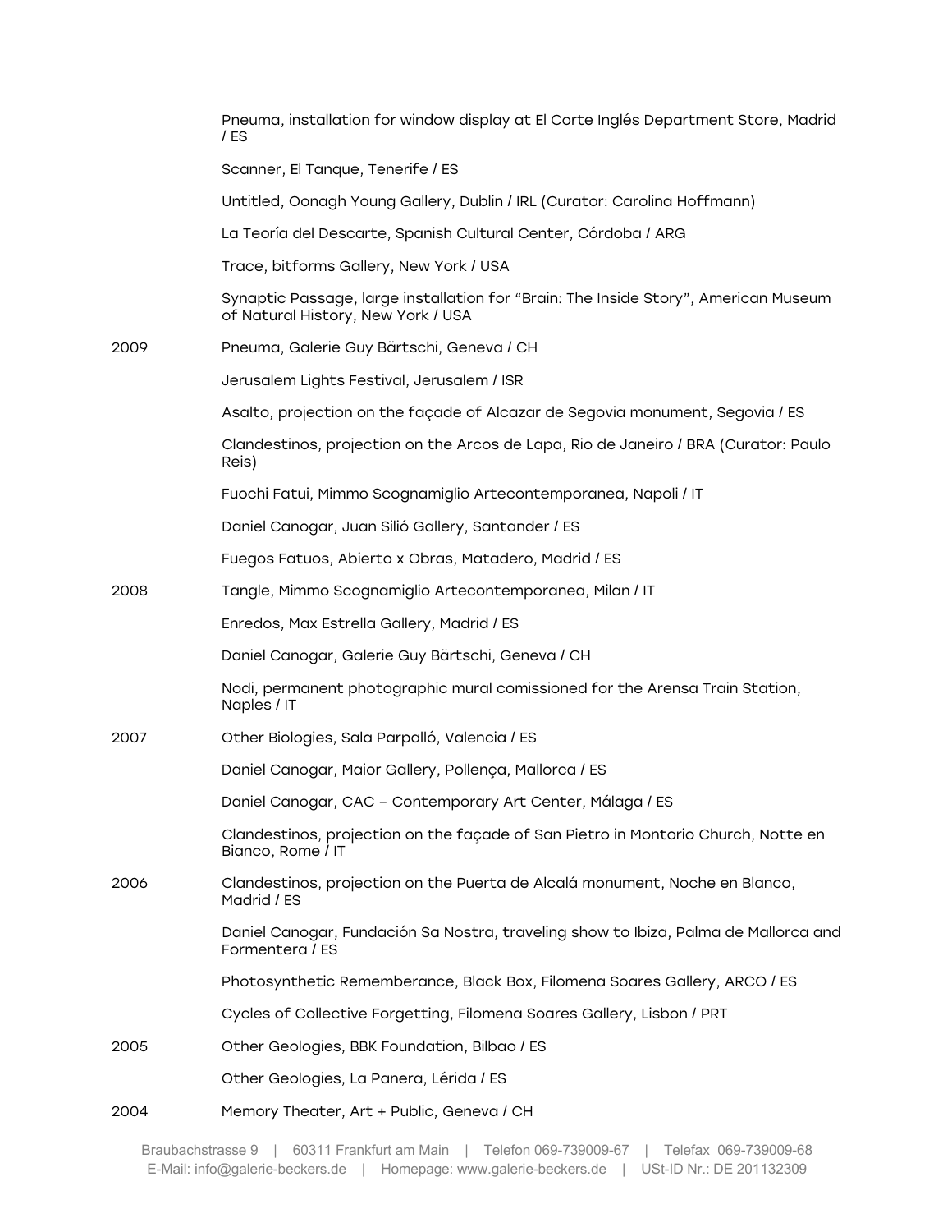| | |
|---|---|
| | Pneuma, installation for window display at El Corte Inglés Department Store, Madrid / ES |
| | Scanner, El Tanque, Tenerife / ES |
| | Untitled, Oonagh Young Gallery, Dublin / IRL (Curator: Carolina Hoffmann) |
| | La Teoría del Descarte, Spanish Cultural Center, Córdoba / ARG |
| | Trace, bitforms Gallery, New York / USA |
| | Synaptic Passage, large installation for "Brain: The Inside Story", American Museum of Natural History, New York / USA |
| 2009 | Pneuma, Galerie Guy Bärtschi, Geneva / CH |
| | Jerusalem Lights Festival, Jerusalem / ISR |
| | Asalto, projection on the façade of Alcazar de Segovia monument, Segovia / ES |
| | Clandestinos, projection on the Arcos de Lapa, Rio de Janeiro / BRA (Curator: Paulo Reis) |
| | Fuochi Fatui, Mimmo Scognamiglio Artecontemporanea, Napoli / IT |
| | Daniel Canogar, Juan Silió Gallery, Santander / ES |
| | Fuegos Fatuos, Abierto x Obras, Matadero, Madrid / ES |
| 2008 | Tangle, Mimmo Scognamiglio Artecontemporanea, Milan / IT |
| | Enredos, Max Estrella Gallery, Madrid / ES |
| | Daniel Canogar, Galerie Guy Bärtschi, Geneva / CH |
| | Nodi, permanent photographic mural comissioned for the Arensa Train Station, Naples / IT |
| 2007 | Other Biologies, Sala Parpalló, Valencia / ES |
| | Daniel Canogar, Maior Gallery, Pollença, Mallorca / ES |
| | Daniel Canogar, CAC – Contemporary Art Center, Málaga / ES |
| | Clandestinos, projection on the façade of San Pietro in Montorio Church, Notte en Bianco, Rome / IT |
| 2006 | Clandestinos, projection on the Puerta de Alcalá monument, Noche en Blanco, Madrid / ES |
| | Daniel Canogar, Fundación Sa Nostra, traveling show to Ibiza, Palma de Mallorca and Formentera / ES |
| | Photosynthetic Rememberance, Black Box, Filomena Soares Gallery, ARCO / ES |
| | Cycles of Collective Forgetting, Filomena Soares Gallery, Lisbon / PRT |
| 2005 | Other Geologies, BBK Foundation, Bilbao / ES |
| | Other Geologies, La Panera, Lérida / ES |
| 2004 | Memory Theater, Art + Public, Geneva / CH |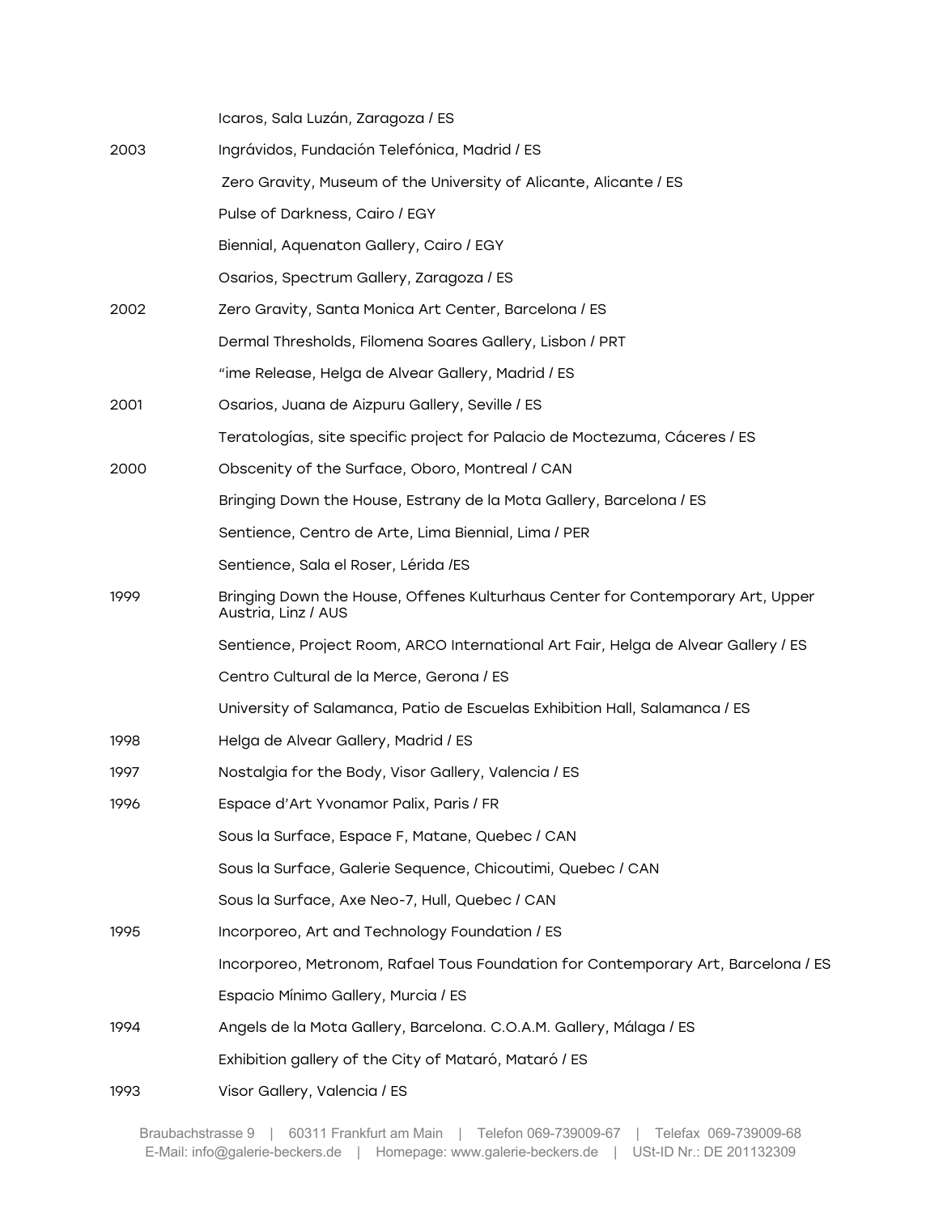| | |
|---|---|
| | Icaros, Sala Luzán, Zaragoza / ES |
| 2003 | Ingrávidos, Fundación Telefónica, Madrid / ES |
| | Zero Gravity, Museum of the University of Alicante, Alicante / ES |
| | Pulse of Darkness, Cairo / EGY |
| | Biennial, Aquenaton Gallery, Cairo / EGY |
| | Osarios, Spectrum Gallery, Zaragoza / ES |
| 2002 | Zero Gravity, Santa Monica Art Center, Barcelona / ES |
| | Dermal Thresholds, Filomena Soares Gallery, Lisbon / PRT |
| | "ime Release, Helga de Alvear Gallery, Madrid / ES |
| 2001 | Osarios, Juana de Aizpuru Gallery, Seville / ES |
| | Teratologías, site specific project for Palacio de Moctezuma, Cáceres / ES |
| 2000 | Obscenity of the Surface, Oboro, Montreal / CAN |
| | Bringing Down the House, Estrany de la Mota Gallery, Barcelona / ES |
| | Sentience, Centro de Arte, Lima Biennial, Lima / PER |
| | Sentience, Sala el Roser, Lérida /ES |
| 1999 | Bringing Down the House, Offenes Kulturhaus Center for Contemporary Art, Upper Austria, Linz / AUS |
| | Sentience, Project Room, ARCO International Art Fair, Helga de Alvear Gallery / ES |
| | Centro Cultural de la Merce, Gerona / ES |
| | University of Salamanca, Patio de Escuelas Exhibition Hall, Salamanca / ES |
| 1998 | Helga de Alvear Gallery, Madrid / ES |
| 1997 | Nostalgia for the Body, Visor Gallery, Valencia / ES |
| 1996 | Espace d'Art Yvonamor Palix, Paris / FR |
| | Sous la Surface, Espace F, Matane, Quebec / CAN |
| | Sous la Surface, Galerie Sequence, Chicoutimi, Quebec / CAN |
| | Sous la Surface, Axe Neo-7, Hull, Quebec / CAN |
| 1995 | Incorporeo, Art and Technology Foundation / ES |
| | Incorporeo, Metronom, Rafael Tous Foundation for Contemporary Art, Barcelona / ES |
| | Espacio Mínimo Gallery, Murcia / ES |
| 1994 | Angels de la Mota Gallery, Barcelona. C.O.A.M. Gallery, Málaga / ES |
| | Exhibition gallery of the City of Mataró, Mataró / ES |
| 1993 | Visor Gallery, Valencia / ES |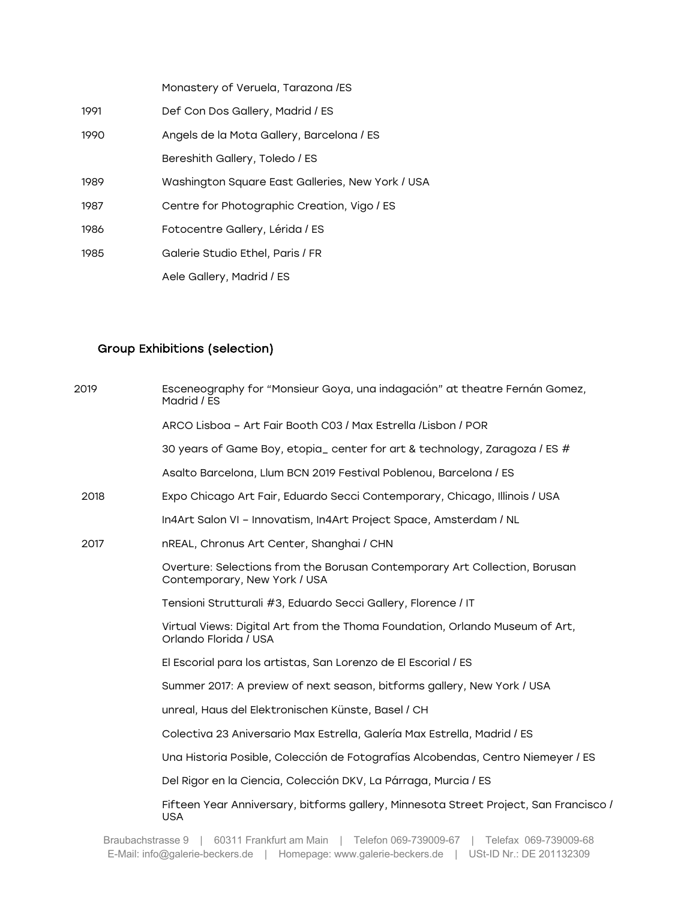| | |
|---|---|
| | Monastery of Veruela, Tarazona /ES |
| 1991 | Def Con Dos Gallery, Madrid / ES |
| 1990 | Angels de la Mota Gallery, Barcelona / ES |
| | Bereshith Gallery, Toledo / ES |
| 1989 | Washington Square East Galleries, New York / USA |
| 1987 | Centre for Photographic Creation, Vigo / ES |
| 1986 | Fotocentre Gallery, Lérida / ES |
| 1985 | Galerie Studio Ethel, Paris / FR |
| | Aele Gallery, Madrid / ES |

## Group Exhibitions (selection)

| | |
|---|---|
| 2019 | Esceneography for “Monsieur Goya, una indagación” at theatre Fernán Gomez, Madrid / ES |
| | ARCO Lisboa – Art Fair Booth C03 / Max Estrella /Lisbon / POR |
| | 30 years of Game Boy, etopia_ center for art & technology, Zaragoza / ES # |
| | Asalto Barcelona, Llum BCN 2019 Festival Poblenou, Barcelona / ES |
| 2018 | Expo Chicago Art Fair, Eduardo Secci Contemporary, Chicago, Illinois / USA |
| | In4Art Salon VI – Innovatism, In4Art Project Space, Amsterdam / NL |
| 2017 | nREAL, Chronus Art Center, Shanghai / CHN |
| | Overture: Selections from the Borusan Contemporary Art Collection, Borusan Contemporary, New York / USA |
| | Tensioni Strutturali #3, Eduardo Secci Gallery, Florence / IT |
| | Virtual Views: Digital Art from the Thoma Foundation, Orlando Museum of Art, Orlando Florida / USA |
| | El Escorial para los artistas, San Lorenzo de El Escorial / ES |
| | Summer 2017: A preview of next season, bitforms gallery, New York / USA |
| | unreal, Haus del Elektronischen Künste, Basel / CH |
| | Colectiva 23 Aniversario Max Estrella, Galería Max Estrella, Madrid / ES |
| | Una Historia Posible, Colección de Fotografías Alcobendas, Centro Niemeyer / ES |
| | Del Rigor en la Ciencia, Colección DKV, La Párraga, Murcia / ES |
| | Fifteen Year Anniversary, bitforms gallery, Minnesota Street Project, San Francisco / USA |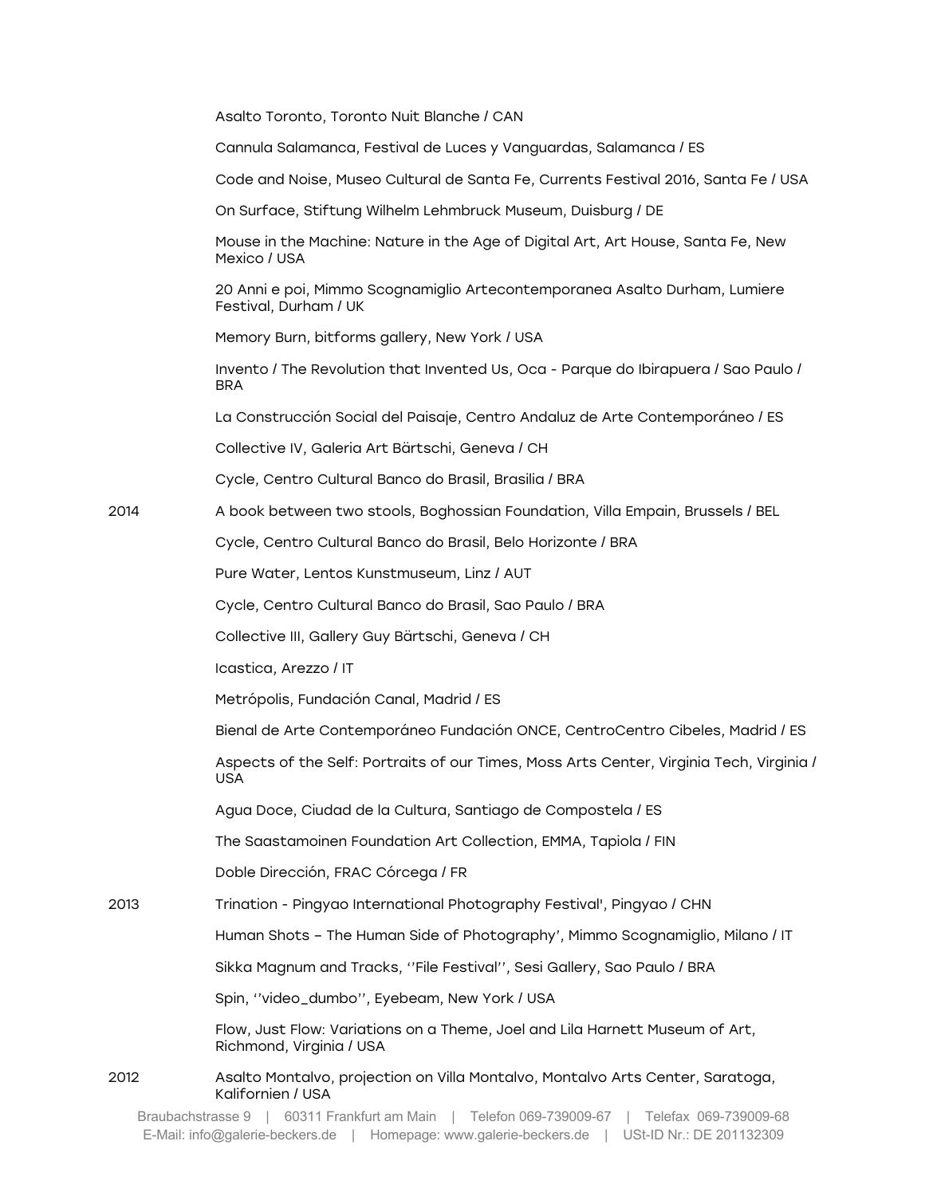Asalto Toronto, Toronto Nuit Blanche / CAN

Cannula Salamanca, Festival de Luces y Vanguardas, Salamanca / ES

Code and Noise, Museo Cultural de Santa Fe, Currents Festival 2016, Santa Fe / USA

On Surface, Stiftung Wilhelm Lehmbruck Museum, Duisburg / DE

Mouse in the Machine: Nature in the Age of Digital Art, Art House, Santa Fe, New Mexico / USA

20 Anni e poi, Mimmo Scognamiglio Artecontemporanea Asalto Durham, Lumiere Festival, Durham / UK

Memory Burn, bitforms gallery, New York / USA

Invento / The Revolution that Invented Us, Oca - Parque do Ibirapuera / Sao Paulo / BRA

La Construcción Social del Paisaje, Centro Andaluz de Arte Contemporáneo / ES

Collective IV, Galeria Art Bärtschi, Geneva / CH

Cycle, Centro Cultural Banco do Brasil, Brasilia / BRA

2014 A book between two stools, Boghossian Foundation, Villa Empain, Brussels / BEL

Cycle, Centro Cultural Banco do Brasil, Belo Horizonte / BRA

Pure Water, Lentos Kunstmuseum, Linz / AUT

Cycle, Centro Cultural Banco do Brasil, Sao Paulo / BRA

Collective III, Gallery Guy Bärtschi, Geneva / CH

Icastica, Arezzo / IT

Metrópolis, Fundación Canal, Madrid / ES

Bienal de Arte Contemporáneo Fundación ONCE, CentroCentro Cibeles, Madrid / ES

Aspects of the Self: Portraits of our Times, Moss Arts Center, Virginia Tech, Virginia / USA

Agua Doce, Ciudad de la Cultura, Santiago de Compostela / ES

The Saastamoinen Foundation Art Collection, EMMA, Tapiola / FIN

Doble Dirección, FRAC Córcega / FR

2013 Trination - Pingyao International Photography Festival', Pingyao / CHN

Human Shots – The Human Side of Photography', Mimmo Scognamiglio, Milano / IT

Sikka Magnum and Tracks, ''File Festival'', Sesi Gallery, Sao Paulo / BRA

Spin, ''video_dumbo'', Eyebeam, New York / USA

Flow, Just Flow: Variations on a Theme, Joel and Lila Harnett Museum of Art, Richmond, Virginia / USA

2012 Asalto Montalvo, projection on Villa Montalvo, Montalvo Arts Center, Saratoga, Kalifornien / USA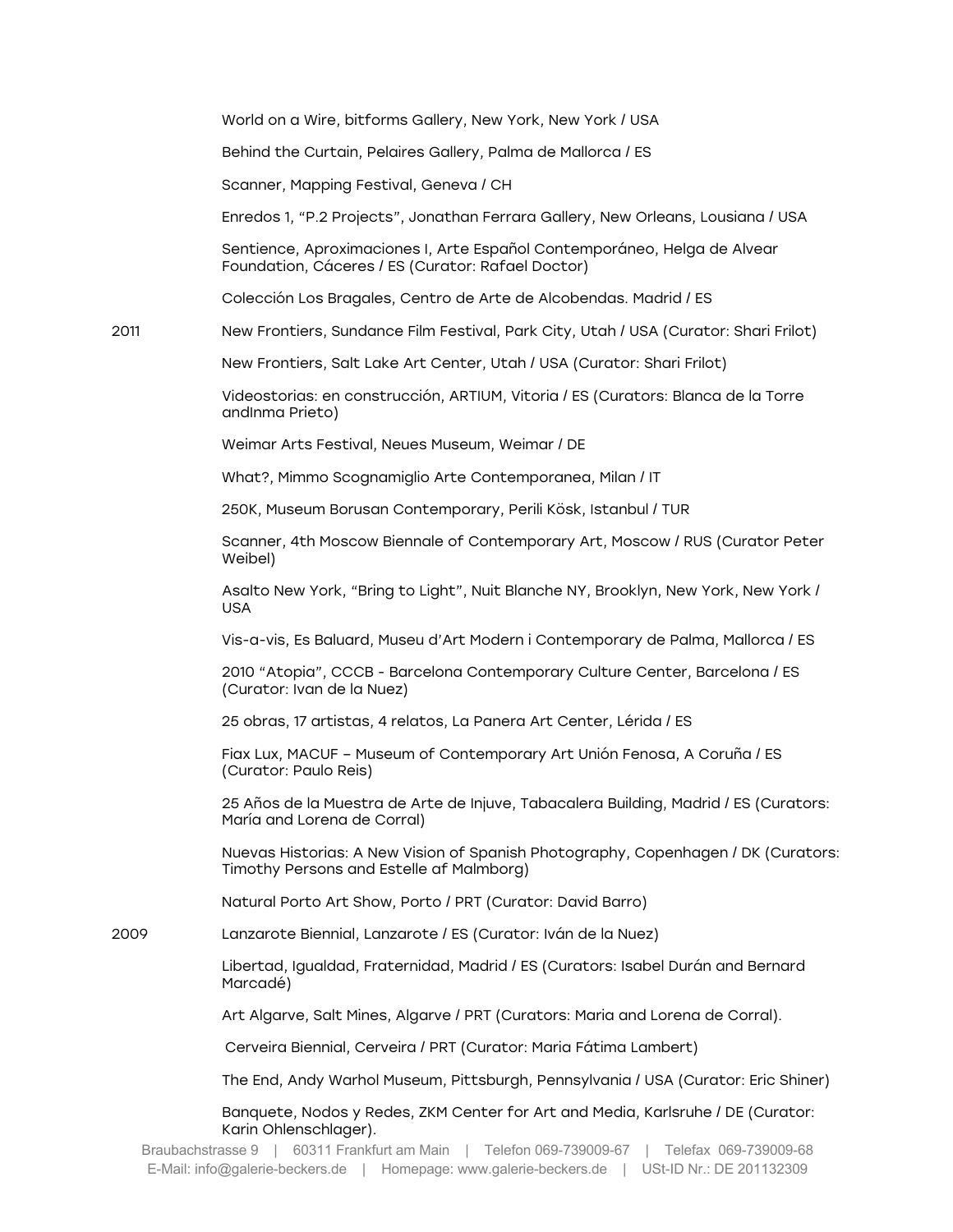World on a Wire, bitforms Gallery, New York, New York / USA

Behind the Curtain, Pelaires Gallery, Palma de Mallorca / ES

Scanner, Mapping Festival, Geneva / CH

Enredos 1, "P.2 Projects", Jonathan Ferrara Gallery, New Orleans, Lousiana / USA

Sentience, Aproximaciones I, Arte Español Contemporáneo, Helga de Alvear Foundation, Cáceres / ES (Curator: Rafael Doctor)

Colección Los Bragales, Centro de Arte de Alcobendas. Madrid / ES

2011 New Frontiers, Sundance Film Festival, Park City, Utah / USA (Curator: Shari Frilot)

New Frontiers, Salt Lake Art Center, Utah / USA (Curator: Shari Frilot)

Videostorias: en construcción, ARTIUM, Vitoria / ES (Curators: Blanca de la Torre andInma Prieto)

Weimar Arts Festival, Neues Museum, Weimar / DE

What?, Mimmo Scognamiglio Arte Contemporanea, Milan / IT

250K, Museum Borusan Contemporary, Perili Kösk, Istanbul / TUR

Scanner, 4th Moscow Biennale of Contemporary Art, Moscow / RUS (Curator Peter Weibel)

Asalto New York, "Bring to Light", Nuit Blanche NY, Brooklyn, New York, New York / USA

Vis-a-vis, Es Baluard, Museu d'Art Modern i Contemporary de Palma, Mallorca / ES

2010 "Atopia", CCCB - Barcelona Contemporary Culture Center, Barcelona / ES (Curator: Ivan de la Nuez)

25 obras, 17 artistas, 4 relatos, La Panera Art Center, Lérida / ES

Fiax Lux, MACUF – Museum of Contemporary Art Unión Fenosa, A Coruña / ES (Curator: Paulo Reis)

25 Años de la Muestra de Arte de Injuve, Tabacalera Building, Madrid / ES (Curators: María and Lorena de Corral)

Nuevas Historias: A New Vision of Spanish Photography, Copenhagen / DK (Curators: Timothy Persons and Estelle af Malmborg)

Natural Porto Art Show, Porto / PRT (Curator: David Barro)

2009 Lanzarote Biennial, Lanzarote / ES (Curator: Iván de la Nuez)

Libertad, Igualdad, Fraternidad, Madrid / ES (Curators: Isabel Durán and Bernard Marcadé)

Art Algarve, Salt Mines, Algarve / PRT (Curators: Maria and Lorena de Corral).

Cerveira Biennial, Cerveira / PRT (Curator: Maria Fátima Lambert)

The End, Andy Warhol Museum, Pittsburgh, Pennsylvania / USA (Curator: Eric Shiner)

Banquete, Nodos y Redes, ZKM Center for Art and Media, Karlsruhe / DE (Curator: Karin Ohlenschlager).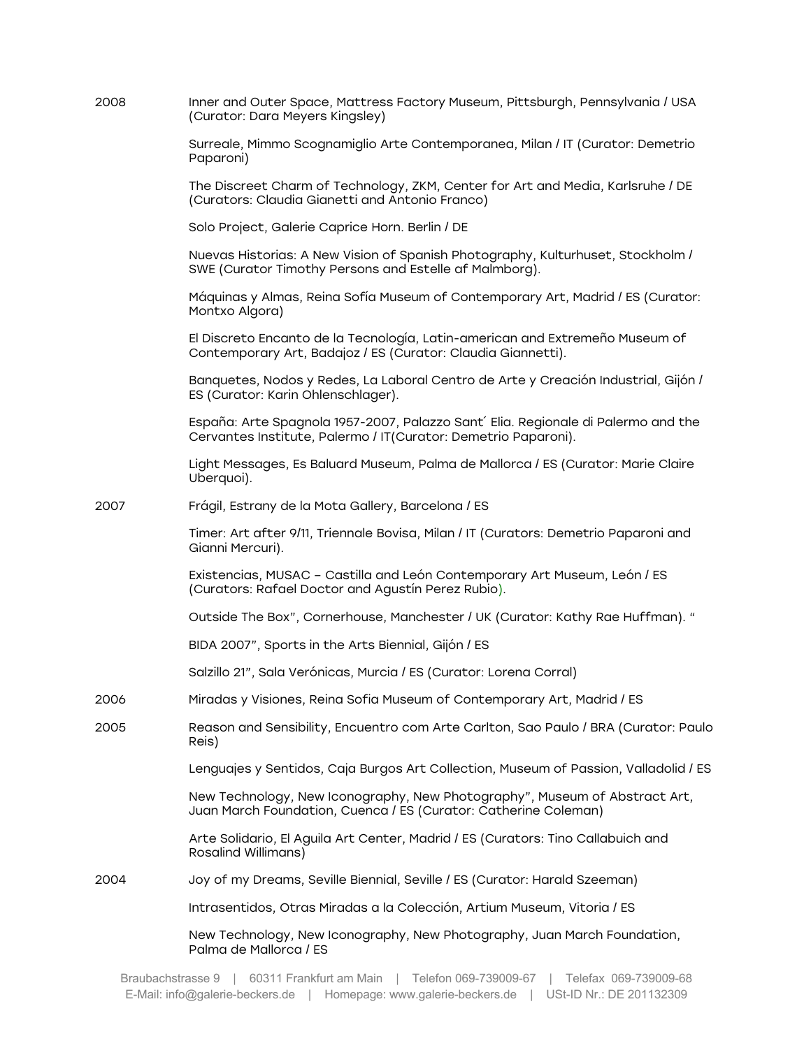2008 Inner and Outer Space, Mattress Factory Museum, Pittsburgh, Pennsylvania / USA (Curator: Dara Meyers Kingsley)

Surreale, Mimmo Scognamiglio Arte Contemporanea, Milan / IT (Curator: Demetrio Paparoni)

The Discreet Charm of Technology, ZKM, Center for Art and Media, Karlsruhe / DE (Curators: Claudia Gianetti and Antonio Franco)

Solo Project, Galerie Caprice Horn. Berlin / DE

Nuevas Historias: A New Vision of Spanish Photography, Kulturhuset, Stockholm / SWE (Curator Timothy Persons and Estelle af Malmborg).

Máquinas y Almas, Reina Sofía Museum of Contemporary Art, Madrid / ES (Curator: Montxo Algora)

El Discreto Encanto de la Tecnología, Latin-american and Extremeño Museum of Contemporary Art, Badajoz / ES (Curator: Claudia Giannetti).

Banquetes, Nodos y Redes, La Laboral Centro de Arte y Creación Industrial, Gijón / ES (Curator: Karin Ohlenschlager).

España: Arte Spagnola 1957-2007, Palazzo Sant´ Elia. Regionale di Palermo and the Cervantes Institute, Palermo / IT(Curator: Demetrio Paparoni).

Light Messages, Es Baluard Museum, Palma de Mallorca / ES (Curator: Marie Claire Uberquoi).

2007 Frágil, Estrany de la Mota Gallery, Barcelona / ES

Timer: Art after 9/11, Triennale Bovisa, Milan / IT (Curators: Demetrio Paparoni and Gianni Mercuri).

Existencias, MUSAC – Castilla and León Contemporary Art Museum, León / ES (Curators: Rafael Doctor and Agustín Perez Rubio).

Outside The Box", Cornerhouse, Manchester / UK (Curator: Kathy Rae Huffman). "

BIDA 2007", Sports in the Arts Biennial, Gijón / ES

Salzillo 21", Sala Verónicas, Murcia / ES (Curator: Lorena Corral)

2006 Miradas y Visiones, Reina Sofia Museum of Contemporary Art, Madrid / ES

2005 Reason and Sensibility, Encuentro com Arte Carlton, Sao Paulo / BRA (Curator: Paulo Reis)

Lenguajes y Sentidos, Caja Burgos Art Collection, Museum of Passion, Valladolid / ES

New Technology, New Iconography, New Photography", Museum of Abstract Art, Juan March Foundation, Cuenca / ES (Curator: Catherine Coleman)

Arte Solidario, El Aguila Art Center, Madrid / ES (Curators: Tino Callabuich and Rosalind Willimans)

2004 Joy of my Dreams, Seville Biennial, Seville / ES (Curator: Harald Szeeman)

Intrasentidos, Otras Miradas a la Colección, Artium Museum, Vitoria / ES

New Technology, New Iconography, New Photography, Juan March Foundation, Palma de Mallorca / ES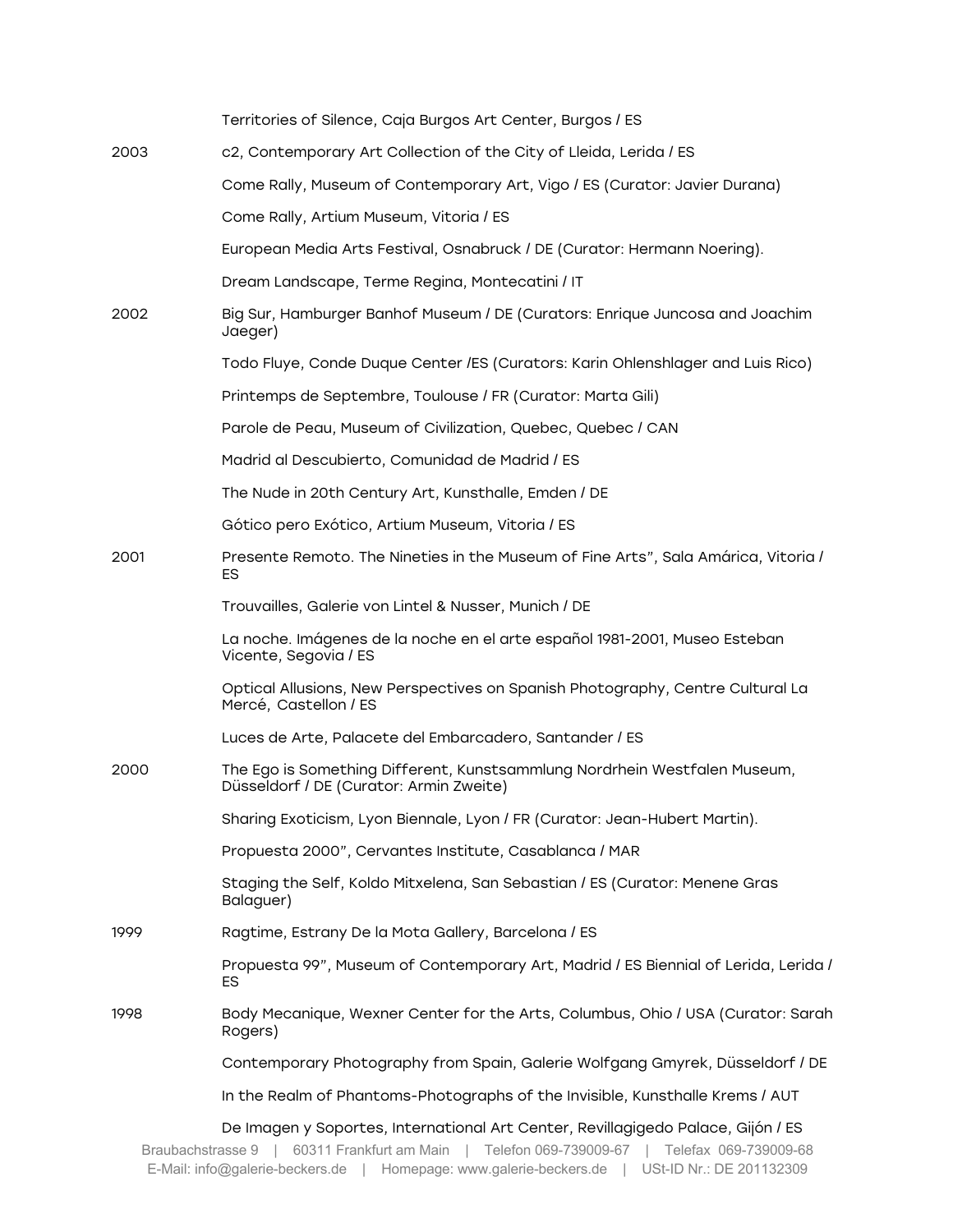| | |
|---|---|
| | Territories of Silence, Caja Burgos Art Center, Burgos / ES |
| 2003 | c2, Contemporary Art Collection of the City of Lleida, Lerida / ES |
| | Come Rally, Museum of Contemporary Art, Vigo / ES (Curator: Javier Durana) |
| | Come Rally, Artium Museum, Vitoria / ES |
| | European Media Arts Festival, Osnabruck / DE (Curator: Hermann Noering). |
| | Dream Landscape, Terme Regina, Montecatini / IT |
| 2002 | Big Sur, Hamburger Banhof Museum / DE (Curators: Enrique Juncosa and Joachim Jaeger) |
| | Todo Fluye, Conde Duque Center /ES (Curators: Karin Ohlenshlager and Luis Rico) |
| | Printemps de Septembre, Toulouse / FR (Curator: Marta Gili) |
| | Parole de Peau, Museum of Civilization, Quebec, Quebec / CAN |
| | Madrid al Descubierto, Comunidad de Madrid / ES |
| | The Nude in 20th Century Art, Kunsthalle, Emden / DE |
| | Gótico pero Exótico, Artium Museum, Vitoria / ES |
| 2001 | Presente Remoto. The Nineties in the Museum of Fine Arts", Sala Amárica, Vitoria / ES |
| | Trouvailles, Galerie von Lintel & Nusser, Munich / DE |
| | La noche. Imágenes de la noche en el arte español 1981-2001, Museo Esteban Vicente, Segovia / ES |
| | Optical Allusions, New Perspectives on Spanish Photography, Centre Cultural La Mercé, Castellon / ES |
| | Luces de Arte, Palacete del Embarcadero, Santander / ES |
| 2000 | The Ego is Something Different, Kunstsammlung Nordrhein Westfalen Museum, Düsseldorf / DE (Curator: Armin Zweite) |
| | Sharing Exoticism, Lyon Biennale, Lyon / FR (Curator: Jean-Hubert Martin). |
| | Propuesta 2000", Cervantes Institute, Casablanca / MAR |
| | Staging the Self, Koldo Mitxelena, San Sebastian / ES (Curator: Menene Gras Balaguer) |
| 1999 | Ragtime, Estrany De la Mota Gallery, Barcelona / ES |
| | Propuesta 99", Museum of Contemporary Art, Madrid / ES Biennial of Lerida, Lerida / ES |
| 1998 | Body Mecanique, Wexner Center for the Arts, Columbus, Ohio / USA (Curator: Sarah Rogers) |
| | Contemporary Photography from Spain, Galerie Wolfgang Gmyrek, Düsseldorf / DE |
| | In the Realm of Phantoms-Photographs of the Invisible, Kunsthalle Krems / AUT |
| | De Imagen y Soportes, International Art Center, Revillagigedo Palace, Gijón / ES |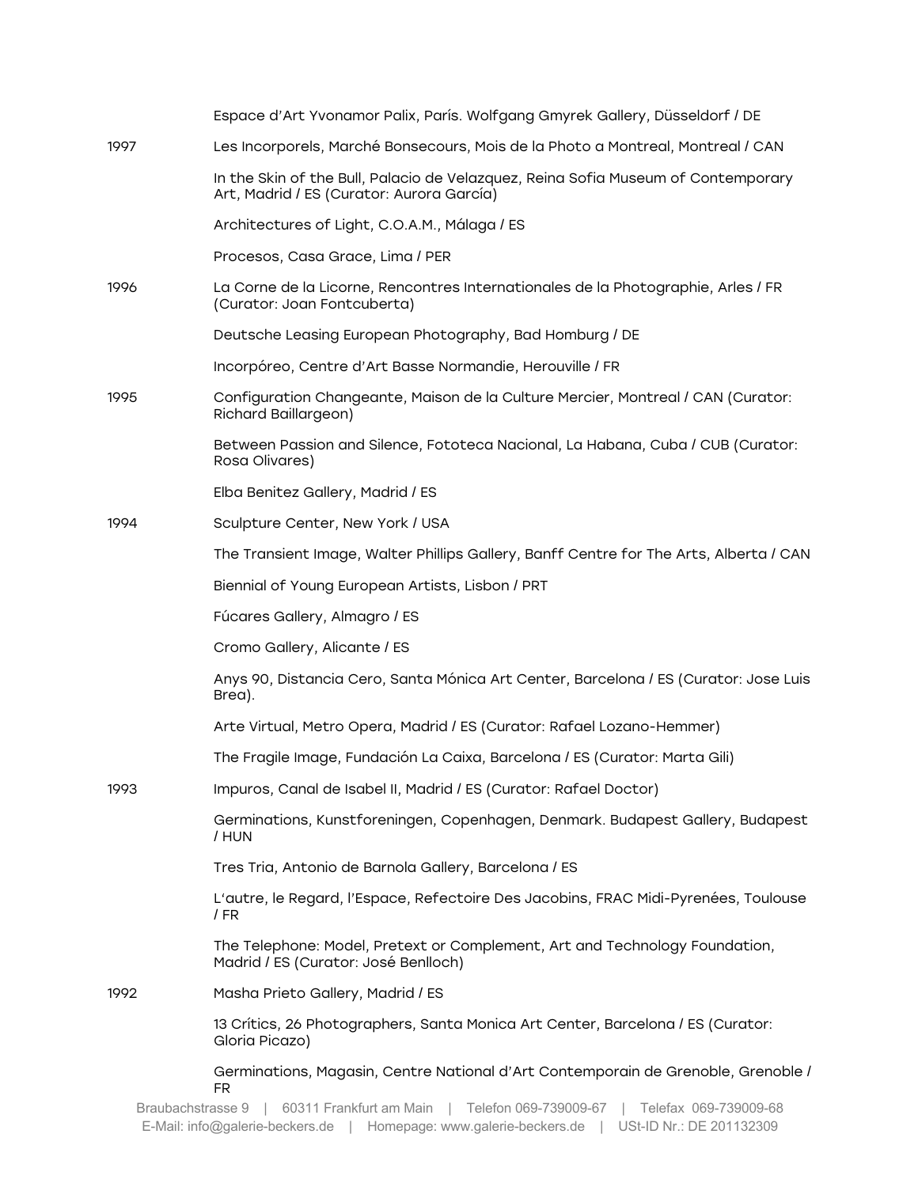Espace d'Art Yvonamor Palix, París. Wolfgang Gmyrek Gallery, Düsseldorf / DE

1997 Les Incorporels, Marché Bonsecours, Mois de la Photo a Montreal, Montreal / CAN

In the Skin of the Bull, Palacio de Velazquez, Reina Sofia Museum of Contemporary Art, Madrid / ES (Curator: Aurora García)

Architectures of Light, C.O.A.M., Málaga / ES

Procesos, Casa Grace, Lima / PER

1996 La Corne de la Licorne, Rencontres Internationales de la Photographie, Arles / FR (Curator: Joan Fontcuberta)

Deutsche Leasing European Photography, Bad Homburg / DE

Incorpóreo, Centre d'Art Basse Normandie, Herouville / FR

1995 Configuration Changeante, Maison de la Culture Mercier, Montreal / CAN (Curator: Richard Baillargeon)

Between Passion and Silence, Fototeca Nacional, La Habana, Cuba / CUB (Curator: Rosa Olivares)

Elba Benitez Gallery, Madrid / ES

1994 Sculpture Center, New York / USA

The Transient Image, Walter Phillips Gallery, Banff Centre for The Arts, Alberta / CAN

Biennial of Young European Artists, Lisbon / PRT

Fúcares Gallery, Almagro / ES

Cromo Gallery, Alicante / ES

Anys 90, Distancia Cero, Santa Mónica Art Center, Barcelona / ES (Curator: Jose Luis Brea).

Arte Virtual, Metro Opera, Madrid / ES (Curator: Rafael Lozano-Hemmer)

The Fragile Image, Fundación La Caixa, Barcelona / ES (Curator: Marta Gili)

1993 Impuros, Canal de Isabel II, Madrid / ES (Curator: Rafael Doctor)

Germinations, Kunstforeningen, Copenhagen, Denmark. Budapest Gallery, Budapest / HUN

Tres Tria, Antonio de Barnola Gallery, Barcelona / ES

L'autre, le Regard, l'Espace, Refectoire Des Jacobins, FRAC Midi-Pyrenées, Toulouse / FR

The Telephone: Model, Pretext or Complement, Art and Technology Foundation, Madrid / ES (Curator: José Benlloch)

1992 Masha Prieto Gallery, Madrid / ES

13 Crítics, 26 Photographers, Santa Monica Art Center, Barcelona / ES (Curator: Gloria Picazo)

Germinations, Magasin, Centre National d'Art Contemporain de Grenoble, Grenoble / FR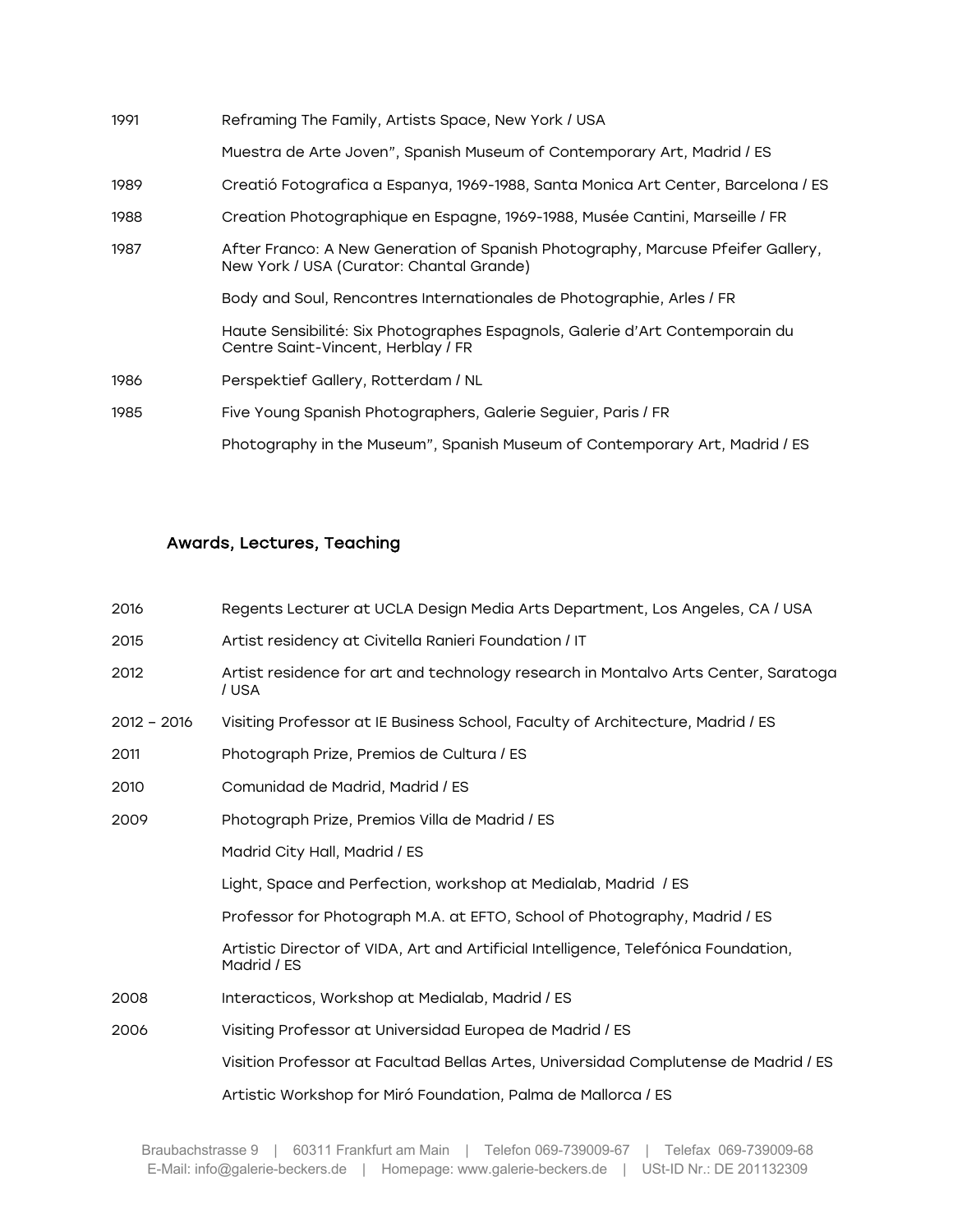| | |
|---|---|
| 1991 | Reframing The Family, Artists Space, New York / USA |
| | Muestra de Arte Joven", Spanish Museum of Contemporary Art, Madrid / ES |
| 1989 | Creatió Fotografica a Espanya, 1969-1988, Santa Monica Art Center, Barcelona / ES |
| 1988 | Creation Photographique en Espagne, 1969-1988, Musée Cantini, Marseille / FR |
| 1987 | After Franco: A New Generation of Spanish Photography, Marcuse Pfeifer Gallery, New York / USA (Curator: Chantal Grande) |
| | Body and Soul, Rencontres Internationales de Photographie, Arles / FR |
| | Haute Sensibilité: Six Photographes Espagnols, Galerie d'Art Contemporain du Centre Saint-Vincent, Herblay / FR |
| 1986 | Perspektief Gallery, Rotterdam / NL |
| 1985 | Five Young Spanish Photographers, Galerie Seguier, Paris / FR |
| | Photography in the Museum", Spanish Museum of Contemporary Art, Madrid / ES |

## Awards, Lectures, Teaching

| | |
|---|---|
| 2016 | Regents Lecturer at UCLA Design Media Arts Department, Los Angeles, CA / USA |
| 2015 | Artist residency at Civitella Ranieri Foundation / IT |
| 2012 | Artist residence for art and technology research in Montalvo Arts Center, Saratoga / USA |
| 2012 – 2016 | Visiting Professor at IE Business School, Faculty of Architecture, Madrid / ES |
| 2011 | Photograph Prize, Premios de Cultura / ES |
| 2010 | Comunidad de Madrid, Madrid / ES |
| 2009 | Photograph Prize, Premios Villa de Madrid / ES |
| | Madrid City Hall, Madrid / ES |
| | Light, Space and Perfection, workshop at Medialab, Madrid / ES |
| | Professor for Photograph M.A. at EFTO, School of Photography, Madrid / ES |
| | Artistic Director of VIDA, Art and Artificial Intelligence, Telefónica Foundation, Madrid / ES |
| 2008 | Interacticos, Workshop at Medialab, Madrid / ES |
| 2006 | Visiting Professor at Universidad Europea de Madrid / ES |
| | Visition Professor at Facultad Bellas Artes, Universidad Complutense de Madrid / ES |
| | Artistic Workshop for Miró Foundation, Palma de Mallorca / ES |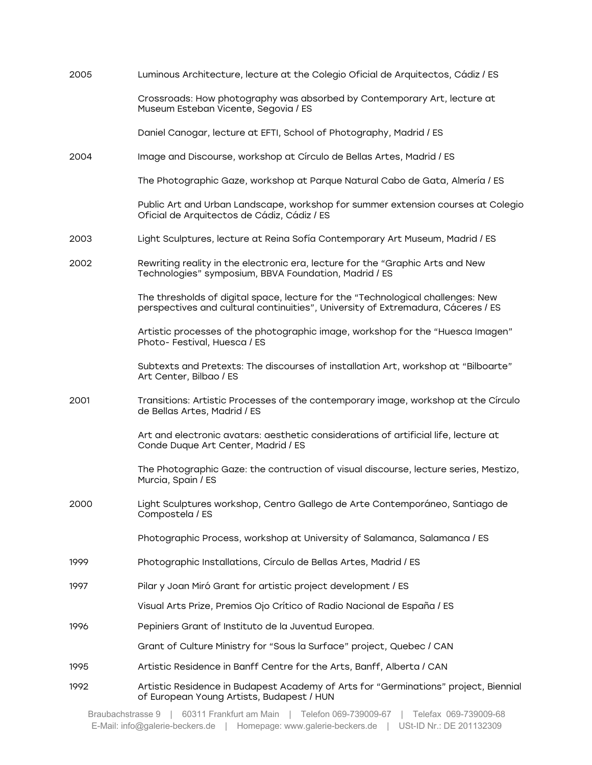| | |
|---|---|
| 2005 | Luminous Architecture, lecture at the Colegio Oficial de Arquitectos, Cádiz / ES |
| | Crossroads: How photography was absorbed by Contemporary Art, lecture at Museum Esteban Vicente, Segovia / ES |
| | Daniel Canogar, lecture at EFTI, School of Photography, Madrid / ES |
| 2004 | Image and Discourse, workshop at Círculo de Bellas Artes, Madrid / ES |
| | The Photographic Gaze, workshop at Parque Natural Cabo de Gata, Almería / ES |
| | Public Art and Urban Landscape, workshop for summer extension courses at Colegio Oficial de Arquitectos de Cádiz, Cádiz / ES |
| 2003 | Light Sculptures, lecture at Reina Sofía Contemporary Art Museum, Madrid / ES |
| 2002 | Rewriting reality in the electronic era, lecture for the "Graphic Arts and New Technologies" symposium, BBVA Foundation, Madrid / ES |
| | The thresholds of digital space, lecture for the "Technological challenges: New perspectives and cultural continuities", University of Extremadura, Cáceres / ES |
| | Artistic processes of the photographic image, workshop for the "Huesca Imagen" Photo- Festival, Huesca / ES |
| | Subtexts and Pretexts: The discourses of installation Art, workshop at "Bilboarte" Art Center, Bilbao / ES |
| 2001 | Transitions: Artistic Processes of the contemporary image, workshop at the Círculo de Bellas Artes, Madrid / ES |
| | Art and electronic avatars: aesthetic considerations of artificial life, lecture at Conde Duque Art Center, Madrid / ES |
| | The Photographic Gaze: the contruction of visual discourse, lecture series, Mestizo, Murcia, Spain / ES |
| 2000 | Light Sculptures workshop, Centro Gallego de Arte Contemporáneo, Santiago de Compostela / ES |
| | Photographic Process, workshop at University of Salamanca, Salamanca / ES |
| 1999 | Photographic Installations, Círculo de Bellas Artes, Madrid / ES |
| 1997 | Pilar y Joan Miró Grant for artistic project development / ES |
| | Visual Arts Prize, Premios Ojo Crítico of Radio Nacional de España / ES |
| 1996 | Pepiniers Grant of Instituto de la Juventud Europea. |
| | Grant of Culture Ministry for "Sous la Surface" project, Quebec / CAN |
| 1995 | Artistic Residence in Banff Centre for the Arts, Banff, Alberta / CAN |
| 1992 | Artistic Residence in Budapest Academy of Arts for "Germinations" project, Biennial of European Young Artists, Budapest / HUN |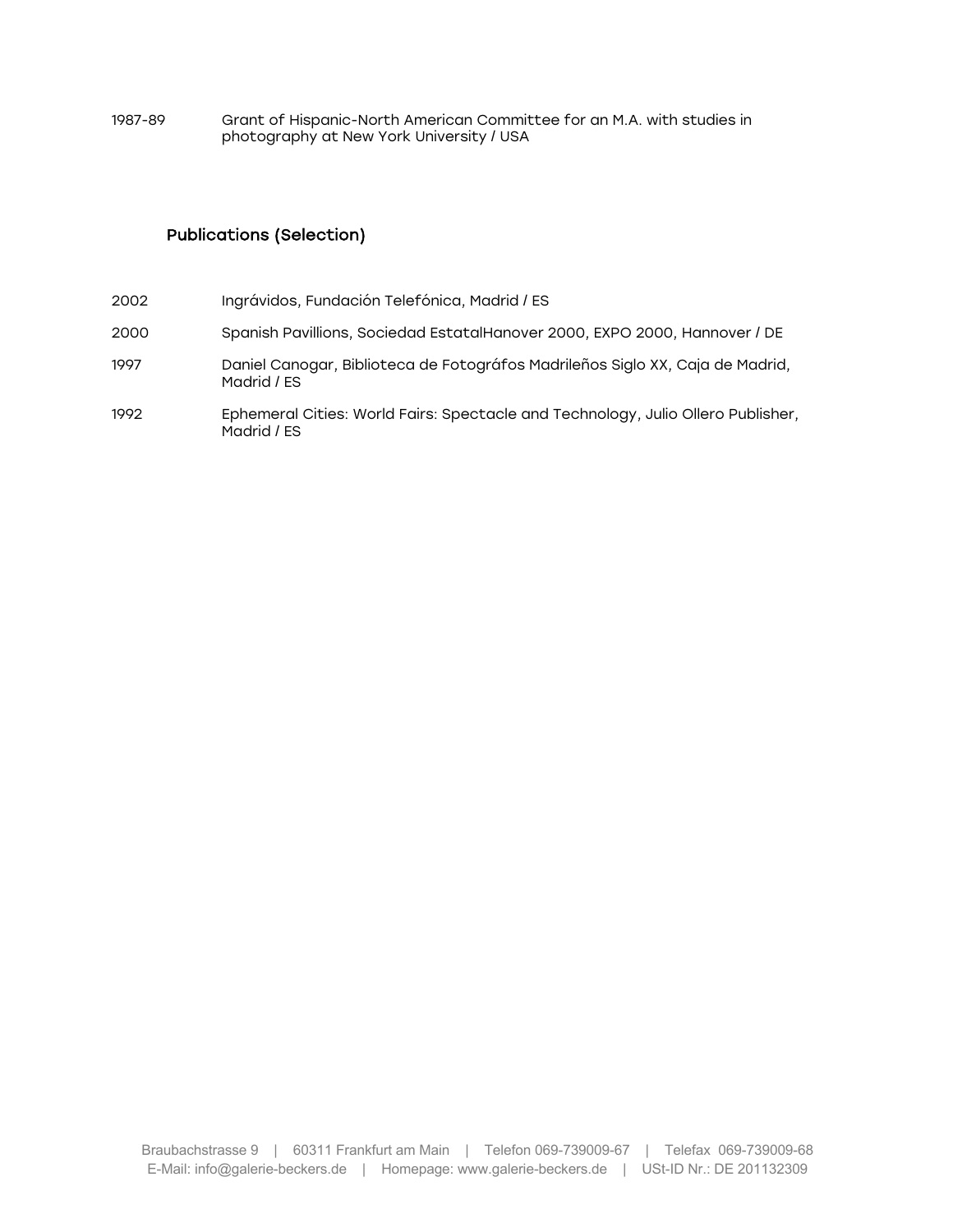1987-89 Grant of Hispanic-North American Committee for an M.A. with studies in photography at New York University / USA

## Publications (Selection)

2002 Ingrávidos, Fundación Telefónica, Madrid / ES

2000 Spanish Pavillions, Sociedad EstatalHanover 2000, EXPO 2000, Hannover / DE

1997 Daniel Canogar, Biblioteca de Fotográfos Madrileños Siglo XX, Caja de Madrid, Madrid / ES

1992 Ephemeral Cities: World Fairs: Spectacle and Technology, Julio Ollero Publisher, Madrid / ES